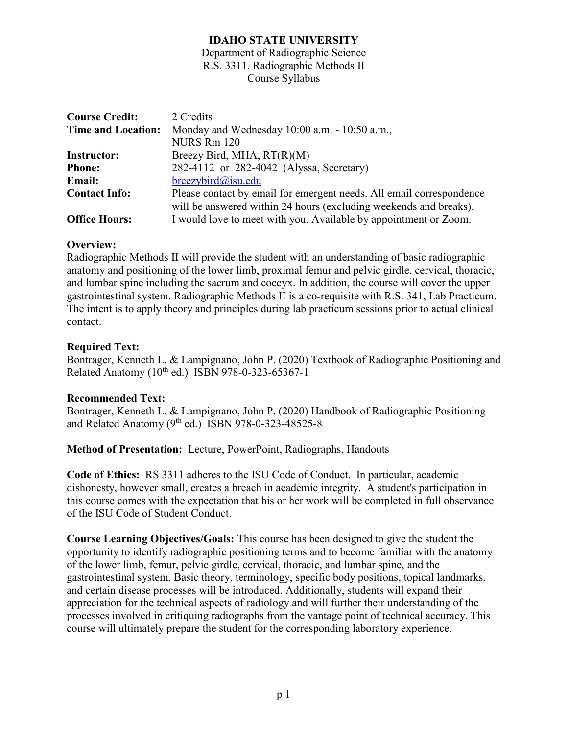# IDAHO STATE UNIVERSITY

Department of Radiographic Science
R.S. 3311, Radiographic Methods II
Course Syllabus

| | |
|---|---|
| **Course Credit:** | 2 Credits |
| **Time and Location:** | Monday and Wednesday 10:00 a.m. - 10:50 a.m., NURS Rm 120 |
| **Instructor:** | Breezy Bird, MHA, RT(R)(M) |
| **Phone:** | 282-4112 or 282-4042 (Alyssa, Secretary) |
| **Email:** | breezybird@isu.edu |
| **Contact Info:** | Please contact by email for emergent needs. All email correspondence will be answered within 24 hours (excluding weekends and breaks). |
| **Office Hours:** | I would love to meet with you. Available by appointment or Zoom. |

**Overview:**
Radiographic Methods II will provide the student with an understanding of basic radiographic anatomy and positioning of the lower limb, proximal femur and pelvic girdle, cervical, thoracic, and lumbar spine including the sacrum and coccyx. In addition, the course will cover the upper gastrointestinal system. Radiographic Methods II is a co-requisite with R.S. 341, Lab Practicum. The intent is to apply theory and principles during lab practicum sessions prior to actual clinical contact.

**Required Text:**
Bontrager, Kenneth L. & Lampignano, John P. (2020) Textbook of Radiographic Positioning and Related Anatomy (10th ed.) ISBN 978-0-323-65367-1

**Recommended Text:**
Bontrager, Kenneth L. & Lampignano, John P. (2020) Handbook of Radiographic Positioning and Related Anatomy (9th ed.) ISBN 978-0-323-48525-8

**Method of Presentation:** Lecture, PowerPoint, Radiographs, Handouts

**Code of Ethics:** RS 3311 adheres to the ISU Code of Conduct. In particular, academic dishonesty, however small, creates a breach in academic integrity. A student's participation in this course comes with the expectation that his or her work will be completed in full observance of the ISU Code of Student Conduct.

**Course Learning Objectives/Goals:** This course has been designed to give the student the opportunity to identify radiographic positioning terms and to become familiar with the anatomy of the lower limb, femur, pelvic girdle, cervical, thoracic, and lumbar spine, and the gastrointestinal system. Basic theory, terminology, specific body positions, topical landmarks, and certain disease processes will be introduced. Additionally, students will expand their appreciation for the technical aspects of radiology and will further their understanding of the processes involved in critiquing radiographs from the vantage point of technical accuracy. This course will ultimately prepare the student for the corresponding laboratory experience.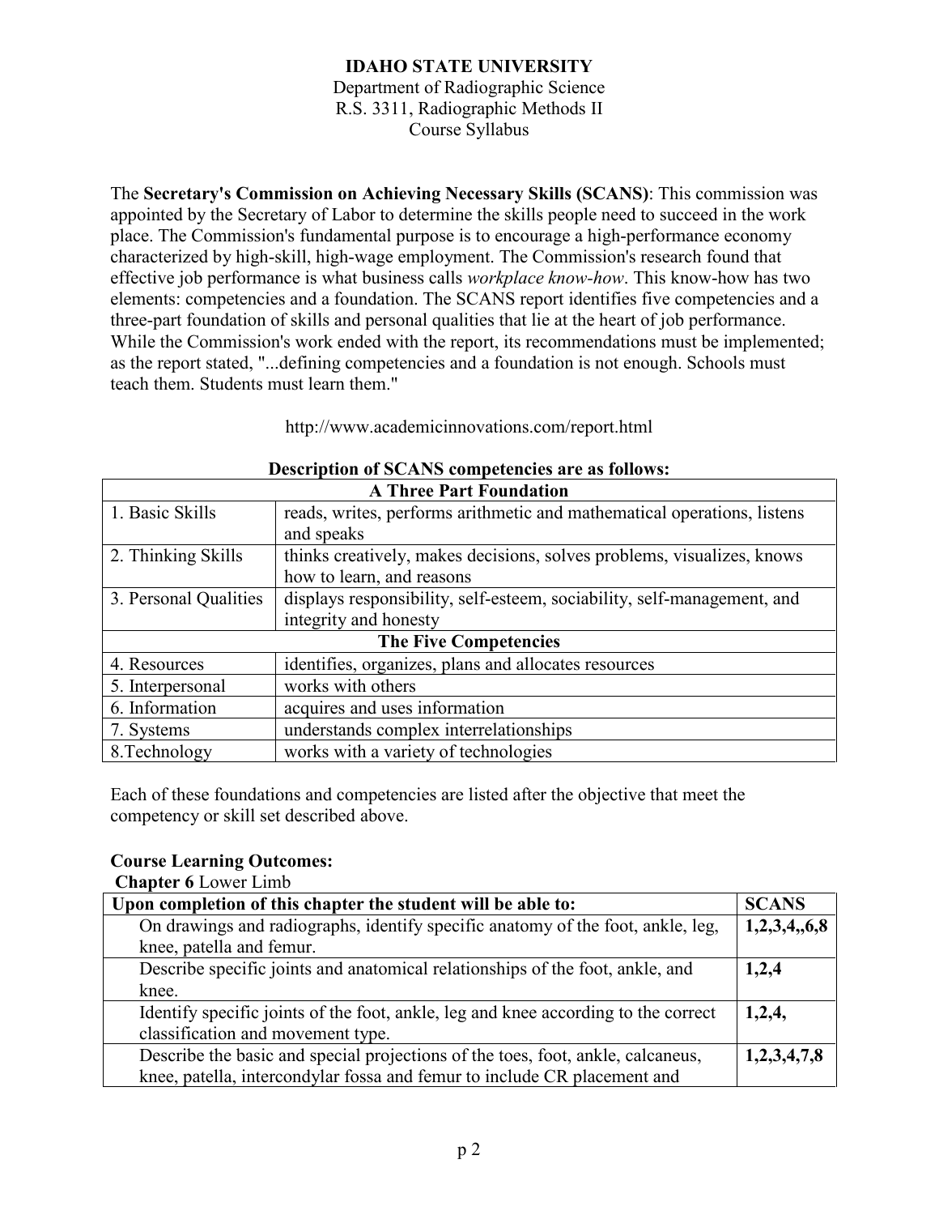**IDAHO STATE UNIVERSITY**
Department of Radiographic Science
R.S. 3311, Radiographic Methods II
Course Syllabus

The **Secretary's Commission on Achieving Necessary Skills (SCANS)**: This commission was appointed by the Secretary of Labor to determine the skills people need to succeed in the work place. The Commission's fundamental purpose is to encourage a high-performance economy characterized by high-skill, high-wage employment. The Commission's research found that effective job performance is what business calls *workplace know-how*. This know-how has two elements: competencies and a foundation. The SCANS report identifies five competencies and a three-part foundation of skills and personal qualities that lie at the heart of job performance. While the Commission's work ended with the report, its recommendations must be implemented; as the report stated, "...defining competencies and a foundation is not enough. Schools must teach them. Students must learn them."

http://www.academicinnovations.com/report.html

**Description of SCANS competencies are as follows:**

| **A Three Part Foundation** | |
|---|---|
| 1. Basic Skills | reads, writes, performs arithmetic and mathematical operations, listens and speaks |
| 2. Thinking Skills | thinks creatively, makes decisions, solves problems, visualizes, knows how to learn, and reasons |
| 3. Personal Qualities | displays responsibility, self-esteem, sociability, self-management, and integrity and honesty |
| **The Five Competencies** | |
| 4. Resources | identifies, organizes, plans and allocates resources |
| 5. Interpersonal | works with others |
| 6. Information | acquires and uses information |
| 7. Systems | understands complex interrelationships |
| 8.Technology | works with a variety of technologies |

Each of these foundations and competencies are listed after the objective that meet the competency or skill set described above.

**Course Learning Outcomes:**

**Chapter 6** Lower Limb

| Upon completion of this chapter the student will be able to: | SCANS |
|---|---|
| On drawings and radiographs, identify specific anatomy of the foot, ankle, leg, knee, patella and femur. | **1,2,3,4,,6,8** |
| Describe specific joints and anatomical relationships of the foot, ankle, and knee. | **1,2,4** |
| Identify specific joints of the foot, ankle, leg and knee according to the correct classification and movement type. | **1,2,4,** |
| Describe the basic and special projections of the toes, foot, ankle, calcaneus, knee, patella, intercondylar fossa and femur to include CR placement and | **1,2,3,4,7,8** |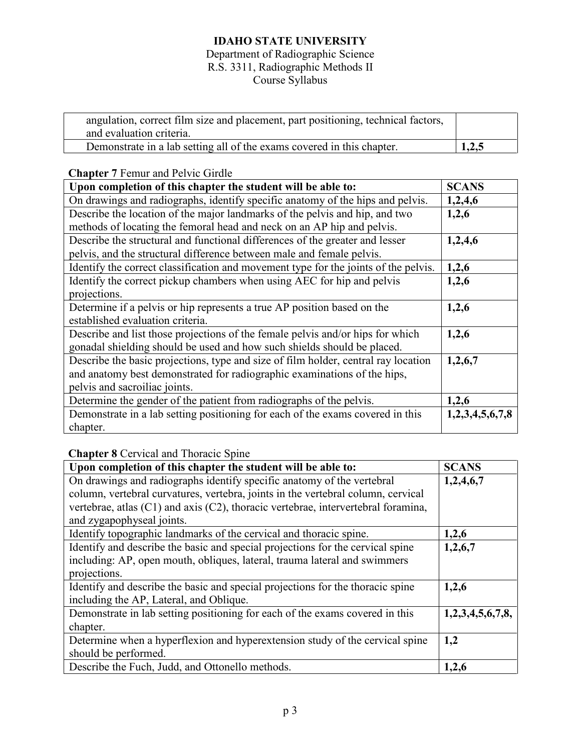| | |
|---|---|
| angulation, correct film size and placement, part positioning, technical factors, and evaluation criteria. | |
| Demonstrate in a lab setting all of the exams covered in this chapter. | **1,2,5** |

**Chapter 7** Femur and Pelvic Girdle

| Upon completion of this chapter the student will be able to: | SCANS |
|---|---|
| On drawings and radiographs, identify specific anatomy of the hips and pelvis. | **1,2,4,6** |
| Describe the location of the major landmarks of the pelvis and hip, and two methods of locating the femoral head and neck on an AP hip and pelvis. | **1,2,6** |
| Describe the structural and functional differences of the greater and lesser pelvis, and the structural difference between male and female pelvis. | **1,2,4,6** |
| Identify the correct classification and movement type for the joints of the pelvis. | **1,2,6** |
| Identify the correct pickup chambers when using AEC for hip and pelvis projections. | **1,2,6** |
| Determine if a pelvis or hip represents a true AP position based on the established evaluation criteria. | **1,2,6** |
| Describe and list those projections of the female pelvis and/or hips for which gonadal shielding should be used and how such shields should be placed. | **1,2,6** |
| Describe the basic projections, type and size of film holder, central ray location and anatomy best demonstrated for radiographic examinations of the hips, pelvis and sacroiliac joints. | **1,2,6,7** |
| Determine the gender of the patient from radiographs of the pelvis. | **1,2,6** |
| Demonstrate in a lab setting positioning for each of the exams covered in this chapter. | **1,2,3,4,5,6,7,8** |

**Chapter 8** Cervical and Thoracic Spine

| Upon completion of this chapter the student will be able to: | SCANS |
|---|---|
| On drawings and radiographs identify specific anatomy of the vertebral column, vertebral curvatures, vertebra, joints in the vertebral column, cervical vertebrae, atlas (C1) and axis (C2), thoracic vertebrae, intervertebral foramina, and zygapophyseal joints. | **1,2,4,6,7** |
| Identify topographic landmarks of the cervical and thoracic spine. | **1,2,6** |
| Identify and describe the basic and special projections for the cervical spine including: AP, open mouth, obliques, lateral, trauma lateral and swimmers projections. | **1,2,6,7** |
| Identify and describe the basic and special projections for the thoracic spine including the AP, Lateral, and Oblique. | **1,2,6** |
| Demonstrate in lab setting positioning for each of the exams covered in this chapter. | **1,2,3,4,5,6,7,8,** |
| Determine when a hyperflexion and hyperextension study of the cervical spine should be performed. | **1,2** |
| Describe the Fuch, Judd, and Ottonello methods. | **1,2,6** |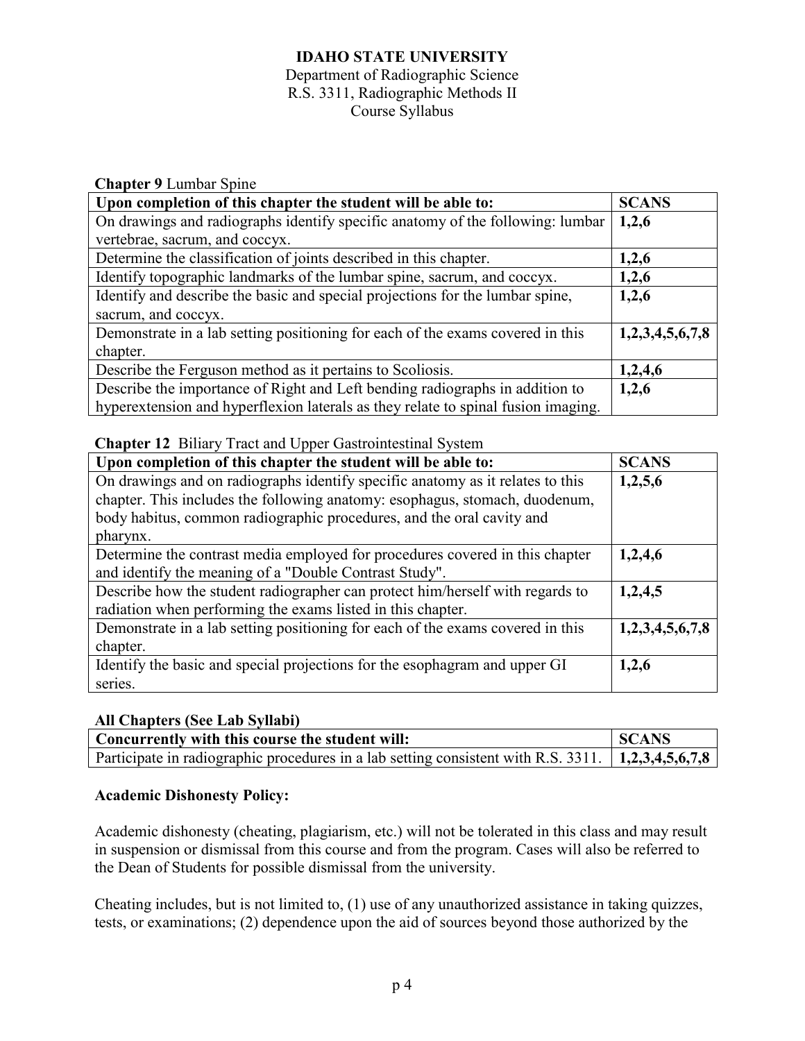**IDAHO STATE UNIVERSITY**
Department of Radiographic Science
R.S. 3311, Radiographic Methods II
Course Syllabus

**Chapter 9** Lumbar Spine

| Upon completion of this chapter the student will be able to: | SCANS |
| --- | --- |
| On drawings and radiographs identify specific anatomy of the following: lumbar vertebrae, sacrum, and coccyx. | **1,2,6** |
| Determine the classification of joints described in this chapter. | **1,2,6** |
| Identify topographic landmarks of the lumbar spine, sacrum, and coccyx. | **1,2,6** |
| Identify and describe the basic and special projections for the lumbar spine, sacrum, and coccyx. | **1,2,6** |
| Demonstrate in a lab setting positioning for each of the exams covered in this chapter. | **1,2,3,4,5,6,7,8** |
| Describe the Ferguson method as it pertains to Scoliosis. | **1,2,4,6** |
| Describe the importance of Right and Left bending radiographs in addition to hyperextension and hyperflexion laterals as they relate to spinal fusion imaging. | **1,2,6** |

**Chapter 12** Biliary Tract and Upper Gastrointestinal System

| Upon completion of this chapter the student will be able to: | SCANS |
| --- | --- |
| On drawings and on radiographs identify specific anatomy as it relates to this chapter. This includes the following anatomy: esophagus, stomach, duodenum, body habitus, common radiographic procedures, and the oral cavity and pharynx. | **1,2,5,6** |
| Determine the contrast media employed for procedures covered in this chapter and identify the meaning of a "Double Contrast Study". | **1,2,4,6** |
| Describe how the student radiographer can protect him/herself with regards to radiation when performing the exams listed in this chapter. | **1,2,4,5** |
| Demonstrate in a lab setting positioning for each of the exams covered in this chapter. | **1,2,3,4,5,6,7,8** |
| Identify the basic and special projections for the esophagram and upper GI series. | **1,2,6** |

**All Chapters (See Lab Syllabi)**

| Concurrently with this course the student will: | SCANS |
| --- | --- |
| Participate in radiographic procedures in a lab setting consistent with R.S. 3311. | **1,2,3,4,5,6,7,8** |

**Academic Dishonesty Policy:**

Academic dishonesty (cheating, plagiarism, etc.) will not be tolerated in this class and may result in suspension or dismissal from this course and from the program. Cases will also be referred to the Dean of Students for possible dismissal from the university.

Cheating includes, but is not limited to, (1) use of any unauthorized assistance in taking quizzes, tests, or examinations; (2) dependence upon the aid of sources beyond those authorized by the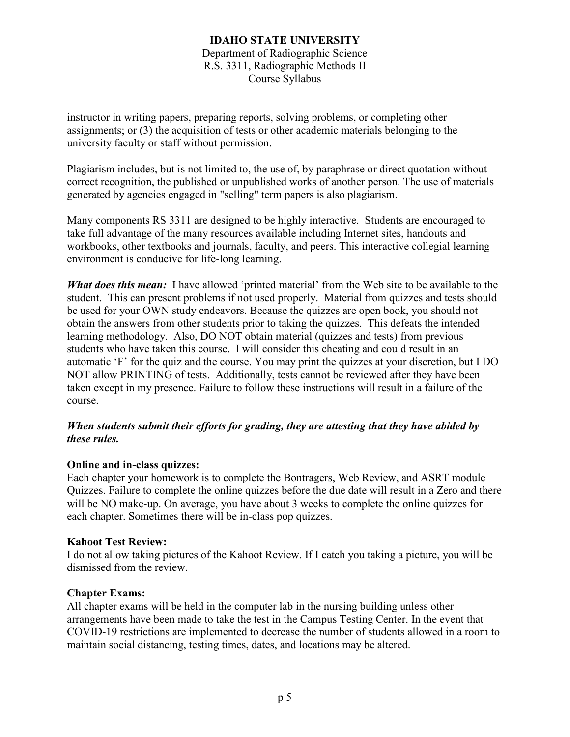instructor in writing papers, preparing reports, solving problems, or completing other assignments; or (3) the acquisition of tests or other academic materials belonging to the university faculty or staff without permission.

Plagiarism includes, but is not limited to, the use of, by paraphrase or direct quotation without correct recognition, the published or unpublished works of another person. The use of materials generated by agencies engaged in "selling" term papers is also plagiarism.

Many components RS 3311 are designed to be highly interactive. Students are encouraged to take full advantage of the many resources available including Internet sites, handouts and workbooks, other textbooks and journals, faculty, and peers. This interactive collegial learning environment is conducive for life-long learning.

***What does this mean:*** I have allowed 'printed material' from the Web site to be available to the student. This can present problems if not used properly. Material from quizzes and tests should be used for your OWN study endeavors. Because the quizzes are open book, you should not obtain the answers from other students prior to taking the quizzes. This defeats the intended learning methodology. Also, DO NOT obtain material (quizzes and tests) from previous students who have taken this course. I will consider this cheating and could result in an automatic 'F' for the quiz and the course. You may print the quizzes at your discretion, but I DO NOT allow PRINTING of tests. Additionally, tests cannot be reviewed after they have been taken except in my presence. Failure to follow these instructions will result in a failure of the course.

***When students submit their efforts for grading, they are attesting that they have abided by these rules.***

**Online and in-class quizzes:**
Each chapter your homework is to complete the Bontragers, Web Review, and ASRT module Quizzes. Failure to complete the online quizzes before the due date will result in a Zero and there will be NO make-up. On average, you have about 3 weeks to complete the online quizzes for each chapter. Sometimes there will be in-class pop quizzes.

**Kahoot Test Review:**
I do not allow taking pictures of the Kahoot Review. If I catch you taking a picture, you will be dismissed from the review.

**Chapter Exams:**
All chapter exams will be held in the computer lab in the nursing building unless other arrangements have been made to take the test in the Campus Testing Center. In the event that COVID-19 restrictions are implemented to decrease the number of students allowed in a room to maintain social distancing, testing times, dates, and locations may be altered.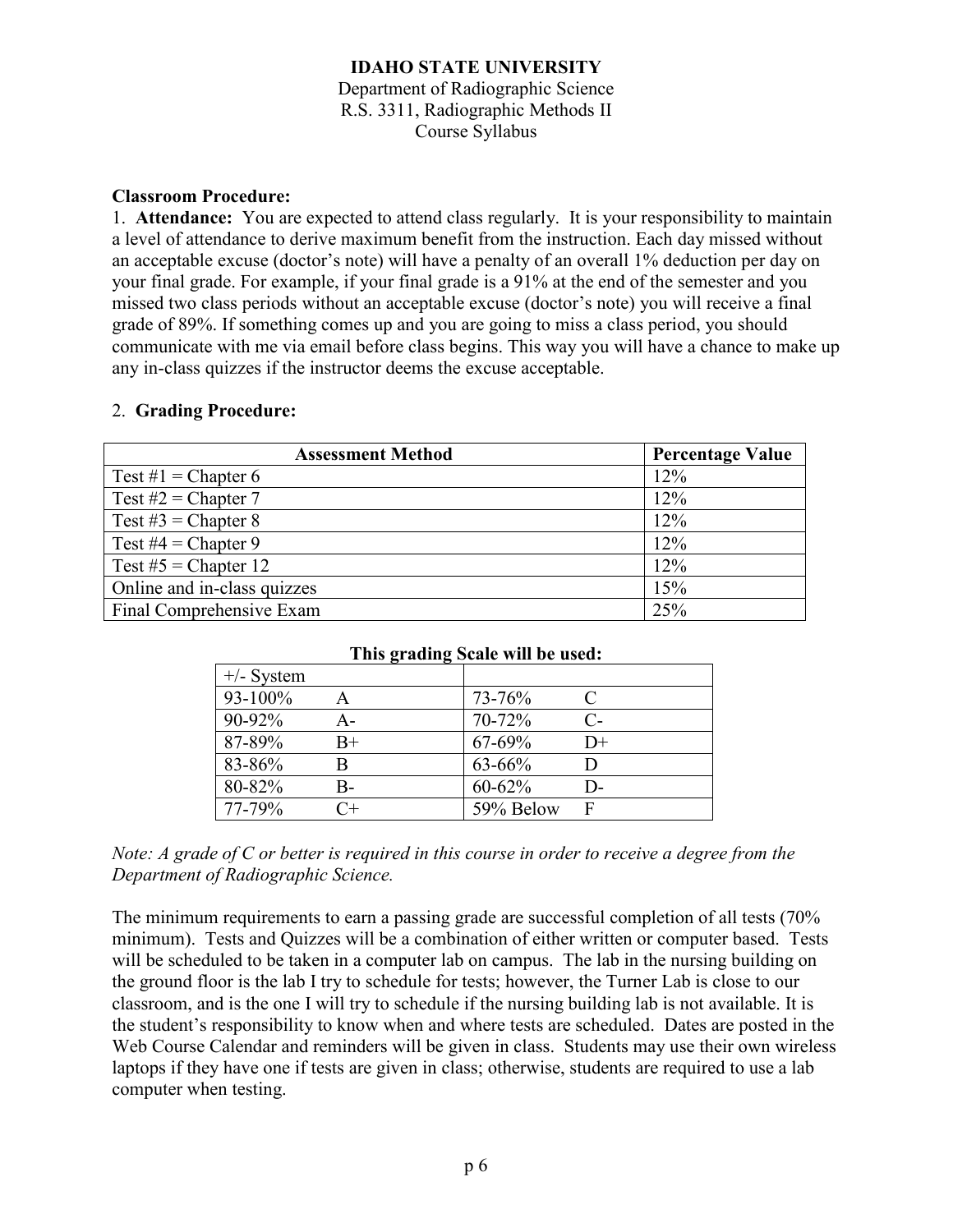**IDAHO STATE UNIVERSITY**
Department of Radiographic Science
R.S. 3311, Radiographic Methods II
Course Syllabus

**Classroom Procedure:**

1. **Attendance:** You are expected to attend class regularly. It is your responsibility to maintain a level of attendance to derive maximum benefit from the instruction. Each day missed without an acceptable excuse (doctor's note) will have a penalty of an overall 1% deduction per day on your final grade. For example, if your final grade is a 91% at the end of the semester and you missed two class periods without an acceptable excuse (doctor's note) you will receive a final grade of 89%. If something comes up and you are going to miss a class period, you should communicate with me via email before class begins. This way you will have a chance to make up any in-class quizzes if the instructor deems the excuse acceptable.

2. **Grading Procedure:**

| Assessment Method | Percentage Value |
|---|---|
| Test #1 = Chapter 6 | 12% |
| Test #2 = Chapter 7 | 12% |
| Test #3 = Chapter 8 | 12% |
| Test #4 = Chapter 9 | 12% |
| Test #5 = Chapter 12 | 12% |
| Online and in-class quizzes | 15% |
| Final Comprehensive Exam | 25% |

**This grading Scale will be used:**

| +/- System | | | |
|---|---|---|---|
| 93-100% | A | 73-76% | C |
| 90-92% | A- | 70-72% | C- |
| 87-89% | B+ | 67-69% | D+ |
| 83-86% | B | 63-66% | D |
| 80-82% | B- | 60-62% | D- |
| 77-79% | C+ | 59% Below | F |

*Note: A grade of C or better is required in this course in order to receive a degree from the Department of Radiographic Science.*

The minimum requirements to earn a passing grade are successful completion of all tests (70% minimum). Tests and Quizzes will be a combination of either written or computer based. Tests will be scheduled to be taken in a computer lab on campus. The lab in the nursing building on the ground floor is the lab I try to schedule for tests; however, the Turner Lab is close to our classroom, and is the one I will try to schedule if the nursing building lab is not available. It is the student's responsibility to know when and where tests are scheduled. Dates are posted in the Web Course Calendar and reminders will be given in class. Students may use their own wireless laptops if they have one if tests are given in class; otherwise, students are required to use a lab computer when testing.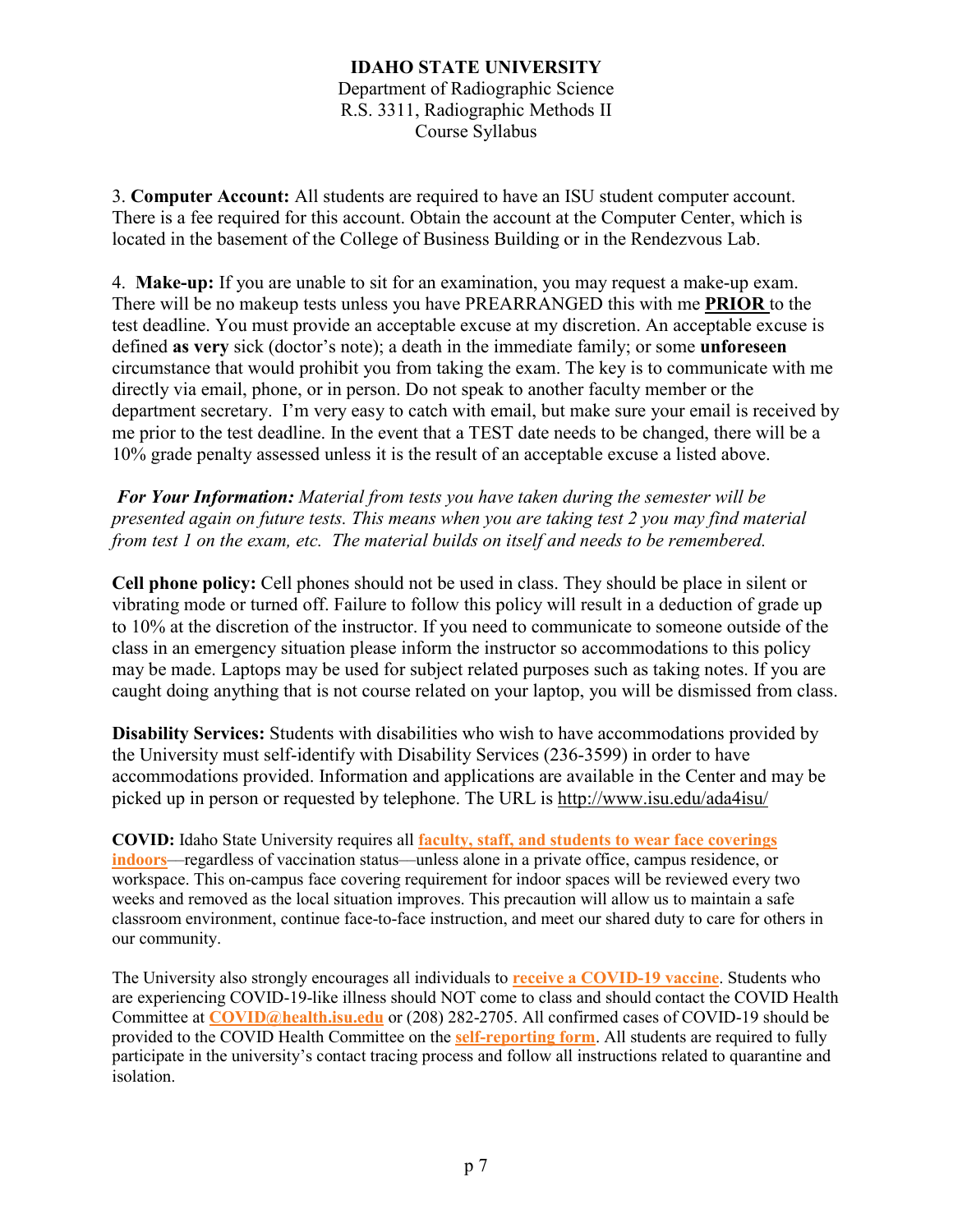**IDAHO STATE UNIVERSITY**
Department of Radiographic Science
R.S. 3311, Radiographic Methods II
Course Syllabus

3. **Computer Account:** All students are required to have an ISU student computer account. There is a fee required for this account. Obtain the account at the Computer Center, which is located in the basement of the College of Business Building or in the Rendezvous Lab.

4. **Make-up:** If you are unable to sit for an examination, you may request a make-up exam. There will be no makeup tests unless you have PREARRANGED this with me **PRIOR** to the test deadline. You must provide an acceptable excuse at my discretion. An acceptable excuse is defined **as very** sick (doctor's note); a death in the immediate family; or some **unforeseen** circumstance that would prohibit you from taking the exam. The key is to communicate with me directly via email, phone, or in person. Do not speak to another faculty member or the department secretary. I'm very easy to catch with email, but make sure your email is received by me prior to the test deadline. In the event that a TEST date needs to be changed, there will be a 10% grade penalty assessed unless it is the result of an acceptable excuse a listed above.

***For Your Information:*** *Material from tests you have taken during the semester will be presented again on future tests. This means when you are taking test 2 you may find material from test 1 on the exam, etc. The material builds on itself and needs to be remembered.*

**Cell phone policy:** Cell phones should not be used in class. They should be place in silent or vibrating mode or turned off. Failure to follow this policy will result in a deduction of grade up to 10% at the discretion of the instructor. If you need to communicate to someone outside of the class in an emergency situation please inform the instructor so accommodations to this policy may be made. Laptops may be used for subject related purposes such as taking notes. If you are caught doing anything that is not course related on your laptop, you will be dismissed from class.

**Disability Services:** Students with disabilities who wish to have accommodations provided by the University must self-identify with Disability Services (236-3599) in order to have accommodations provided. Information and applications are available in the Center and may be picked up in person or requested by telephone. The URL is http://www.isu.edu/ada4isu/

**COVID:** Idaho State University requires all **faculty, staff, and students to wear face coverings indoors**—regardless of vaccination status—unless alone in a private office, campus residence, or workspace. This on-campus face covering requirement for indoor spaces will be reviewed every two weeks and removed as the local situation improves. This precaution will allow us to maintain a safe classroom environment, continue face-to-face instruction, and meet our shared duty to care for others in our community.

The University also strongly encourages all individuals to **receive a COVID-19 vaccine**. Students who are experiencing COVID-19-like illness should NOT come to class and should contact the COVID Health Committee at **COVID@health.isu.edu** or (208) 282-2705. All confirmed cases of COVID-19 should be provided to the COVID Health Committee on the **self-reporting form**. All students are required to fully participate in the university's contact tracing process and follow all instructions related to quarantine and isolation.